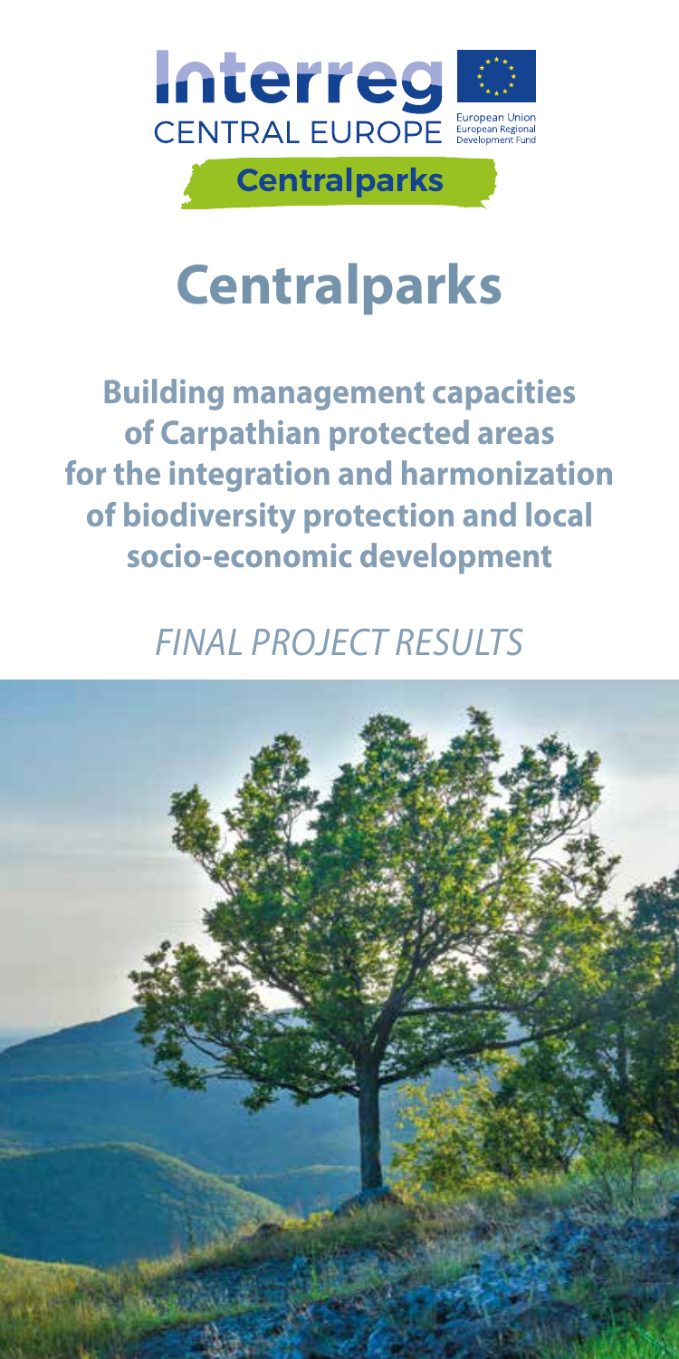Interreg CENTRAL EUROPE

European Union
European Regional Development Fund

Centralparks

# Centralparks

## Building management capacities of Carpathian protected areas for the integration and harmonization of biodiversity protection and local socio-economic development

*FINAL PROJECT RESULTS*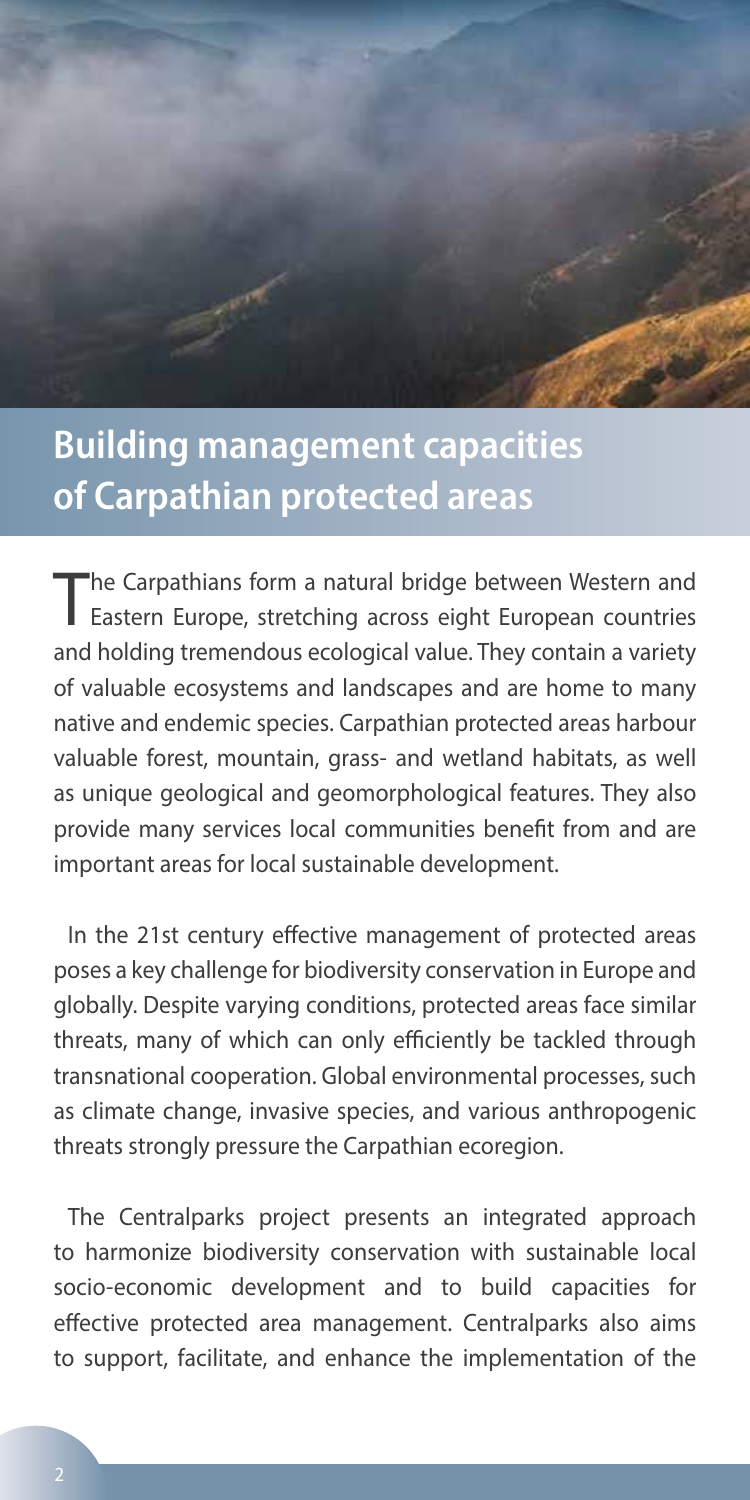# Building management capacities of Carpathian protected areas

The Carpathians form a natural bridge between Western and Eastern Europe, stretching across eight European countries and holding tremendous ecological value. They contain a variety of valuable ecosystems and landscapes and are home to many native and endemic species. Carpathian protected areas harbour valuable forest, mountain, grass- and wetland habitats, as well as unique geological and geomorphological features. They also provide many services local communities benefit from and are important areas for local sustainable development.

In the 21st century effective management of protected areas poses a key challenge for biodiversity conservation in Europe and globally. Despite varying conditions, protected areas face similar threats, many of which can only efficiently be tackled through transnational cooperation. Global environmental processes, such as climate change, invasive species, and various anthropogenic threats strongly pressure the Carpathian ecoregion.

The Centralparks project presents an integrated approach to harmonize biodiversity conservation with sustainable local socio-economic development and to build capacities for effective protected area management. Centralparks also aims to support, facilitate, and enhance the implementation of the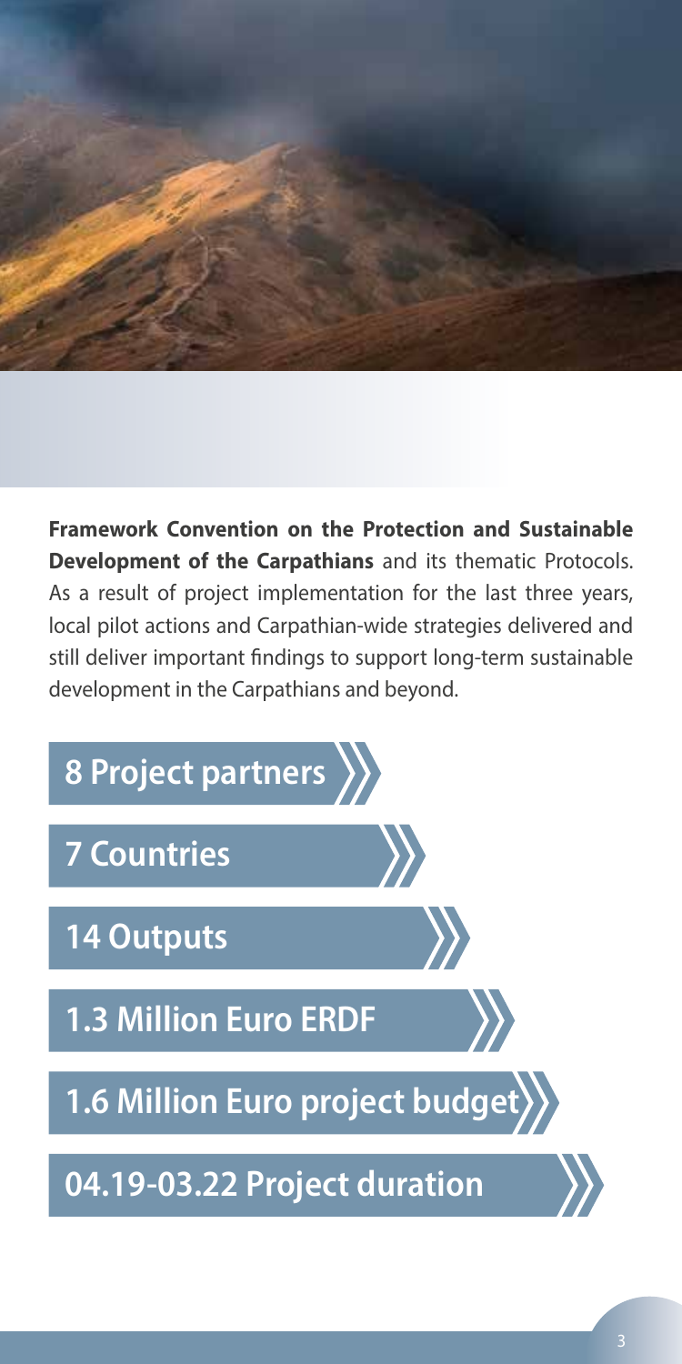**Framework Convention on the Protection and Sustainable Development of the Carpathians** and its thematic Protocols. As a result of project implementation for the last three years, local pilot actions and Carpathian-wide strategies delivered and still deliver important findings to support long-term sustainable development in the Carpathians and beyond.

- **8 Project partners**
- **7 Countries**
- **14 Outputs**
- **1.3 Million Euro ERDF**
- **1.6 Million Euro project budget**
- **04.19-03.22 Project duration**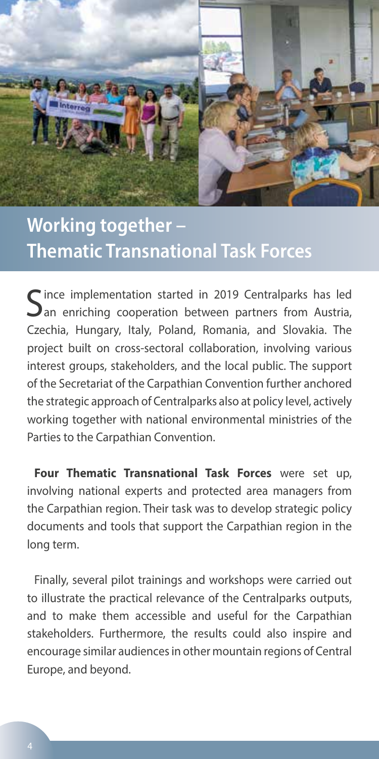## Working together – Thematic Transnational Task Forces

Since implementation started in 2019 Centralparks has led an enriching cooperation between partners from Austria, Czechia, Hungary, Italy, Poland, Romania, and Slovakia. The project built on cross-sectoral collaboration, involving various interest groups, stakeholders, and the local public. The support of the Secretariat of the Carpathian Convention further anchored the strategic approach of Centralparks also at policy level, actively working together with national environmental ministries of the Parties to the Carpathian Convention.

**Four Thematic Transnational Task Forces** were set up, involving national experts and protected area managers from the Carpathian region. Their task was to develop strategic policy documents and tools that support the Carpathian region in the long term.

Finally, several pilot trainings and workshops were carried out to illustrate the practical relevance of the Centralparks outputs, and to make them accessible and useful for the Carpathian stakeholders. Furthermore, the results could also inspire and encourage similar audiences in other mountain regions of Central Europe, and beyond.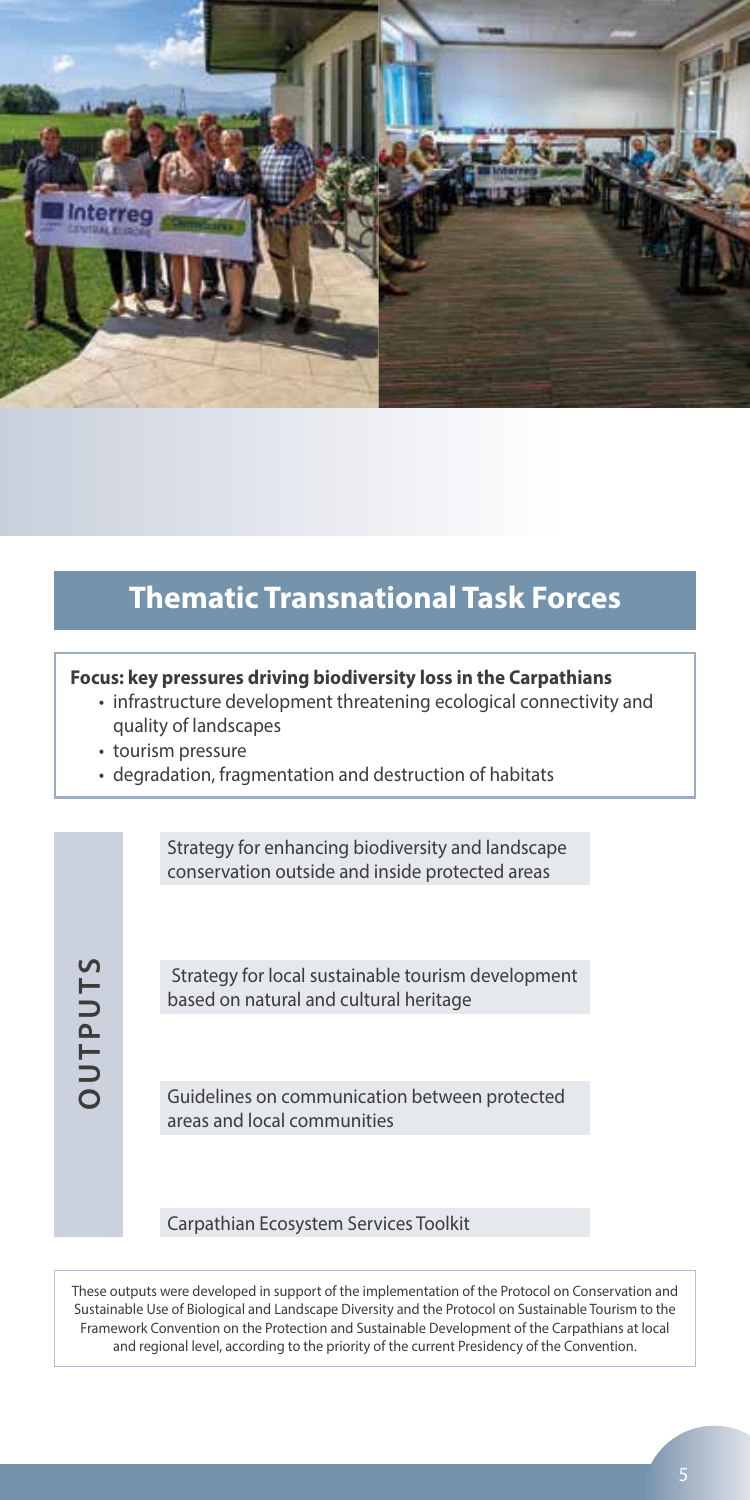## Thematic Transnational Task Forces

**Focus: key pressures driving biodiversity loss in the Carpathians**

- infrastructure development threatening ecological connectivity and quality of landscapes
- tourism pressure
- degradation, fragmentation and destruction of habitats

**OUTPUTS**

- Strategy for enhancing biodiversity and landscape conservation outside and inside protected areas
- Strategy for local sustainable tourism development based on natural and cultural heritage
- Guidelines on communication between protected areas and local communities
- Carpathian Ecosystem Services Toolkit

These outputs were developed in support of the implementation of the Protocol on Conservation and Sustainable Use of Biological and Landscape Diversity and the Protocol on Sustainable Tourism to the Framework Convention on the Protection and Sustainable Development of the Carpathians at local and regional level, according to the priority of the current Presidency of the Convention.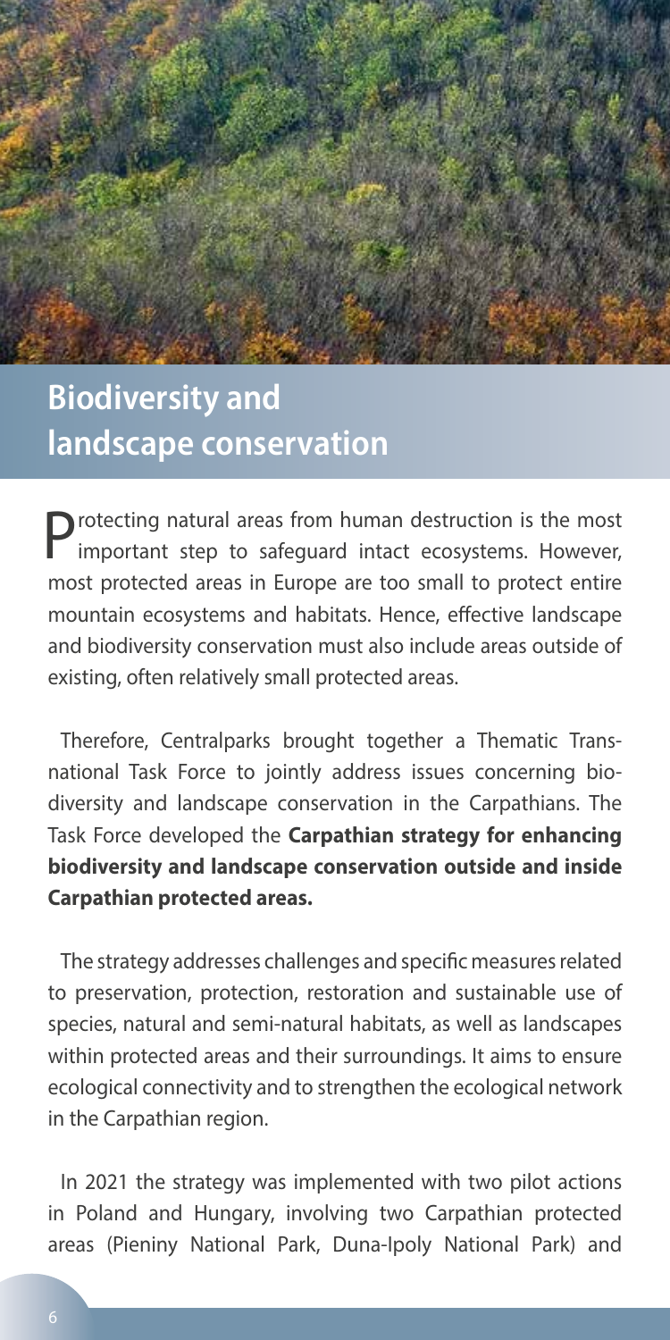## Biodiversity and landscape conservation

Protecting natural areas from human destruction is the most important step to safeguard intact ecosystems. However, most protected areas in Europe are too small to protect entire mountain ecosystems and habitats. Hence, effective landscape and biodiversity conservation must also include areas outside of existing, often relatively small protected areas.

Therefore, Centralparks brought together a Thematic Transnational Task Force to jointly address issues concerning biodiversity and landscape conservation in the Carpathians. The Task Force developed the **Carpathian strategy for enhancing biodiversity and landscape conservation outside and inside Carpathian protected areas.**

The strategy addresses challenges and specific measures related to preservation, protection, restoration and sustainable use of species, natural and semi-natural habitats, as well as landscapes within protected areas and their surroundings. It aims to ensure ecological connectivity and to strengthen the ecological network in the Carpathian region.

In 2021 the strategy was implemented with two pilot actions in Poland and Hungary, involving two Carpathian protected areas (Pieniny National Park, Duna-Ipoly National Park) and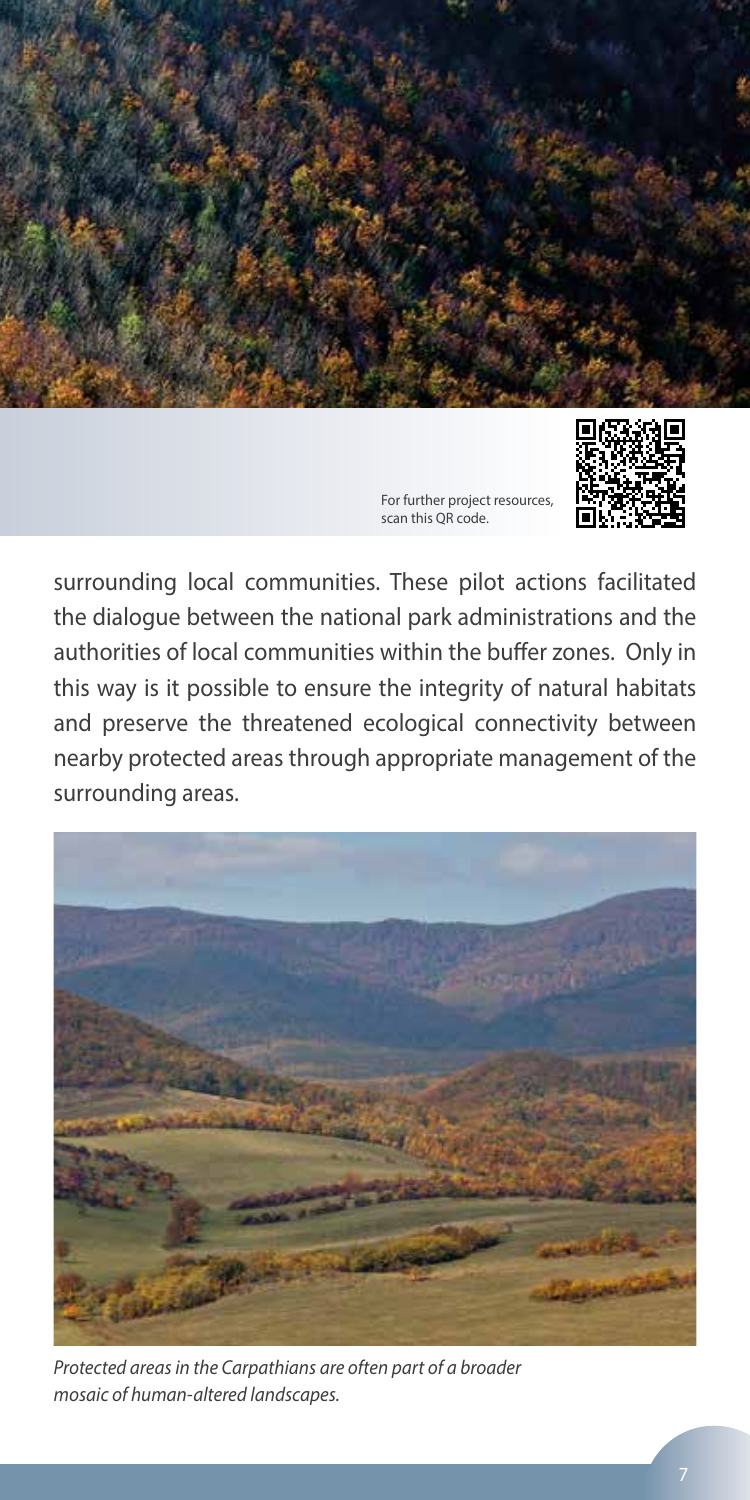For further project resources, scan this QR code.

surrounding local communities. These pilot actions facilitated the dialogue between the national park administrations and the authorities of local communities within the buffer zones. Only in this way is it possible to ensure the integrity of natural habitats and preserve the threatened ecological connectivity between nearby protected areas through appropriate management of the surrounding areas.

*Protected areas in the Carpathians are often part of a broader mosaic of human-altered landscapes.*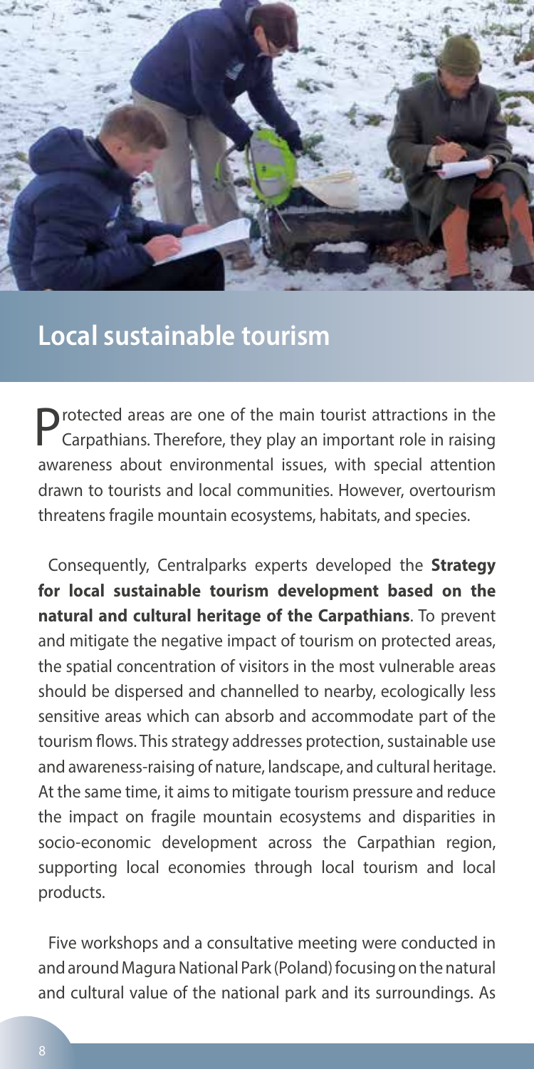## Local sustainable tourism

Protected areas are one of the main tourist attractions in the Carpathians. Therefore, they play an important role in raising awareness about environmental issues, with special attention drawn to tourists and local communities. However, overtourism threatens fragile mountain ecosystems, habitats, and species.

Consequently, Centralparks experts developed the **Strategy for local sustainable tourism development based on the natural and cultural heritage of the Carpathians**. To prevent and mitigate the negative impact of tourism on protected areas, the spatial concentration of visitors in the most vulnerable areas should be dispersed and channelled to nearby, ecologically less sensitive areas which can absorb and accommodate part of the tourism flows. This strategy addresses protection, sustainable use and awareness-raising of nature, landscape, and cultural heritage. At the same time, it aims to mitigate tourism pressure and reduce the impact on fragile mountain ecosystems and disparities in socio-economic development across the Carpathian region, supporting local economies through local tourism and local products.

Five workshops and a consultative meeting were conducted in and around Magura National Park (Poland) focusing on the natural and cultural value of the national park and its surroundings. As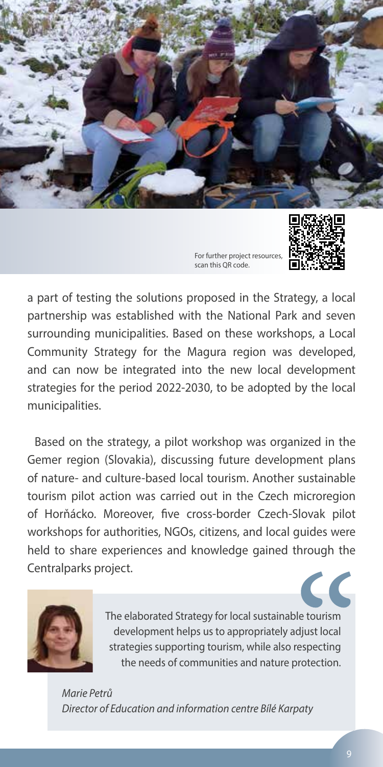For further project resources, scan this QR code.

a part of testing the solutions proposed in the Strategy, a local partnership was established with the National Park and seven surrounding municipalities. Based on these workshops, a Local Community Strategy for the Magura region was developed, and can now be integrated into the new local development strategies for the period 2022-2030, to be adopted by the local municipalities.

Based on the strategy, a pilot workshop was organized in the Gemer region (Slovakia), discussing future development plans of nature- and culture-based local tourism. Another sustainable tourism pilot action was carried out in the Czech microregion of Horňácko. Moreover, five cross-border Czech-Slovak pilot workshops for authorities, NGOs, citizens, and local guides were held to share experiences and knowledge gained through the Centralparks project.

> The elaborated Strategy for local sustainable tourism development helps us to appropriately adjust local strategies supporting tourism, while also respecting the needs of communities and nature protection.
>
> *Marie Petrů*
> *Director of Education and information centre Bílé Karpaty*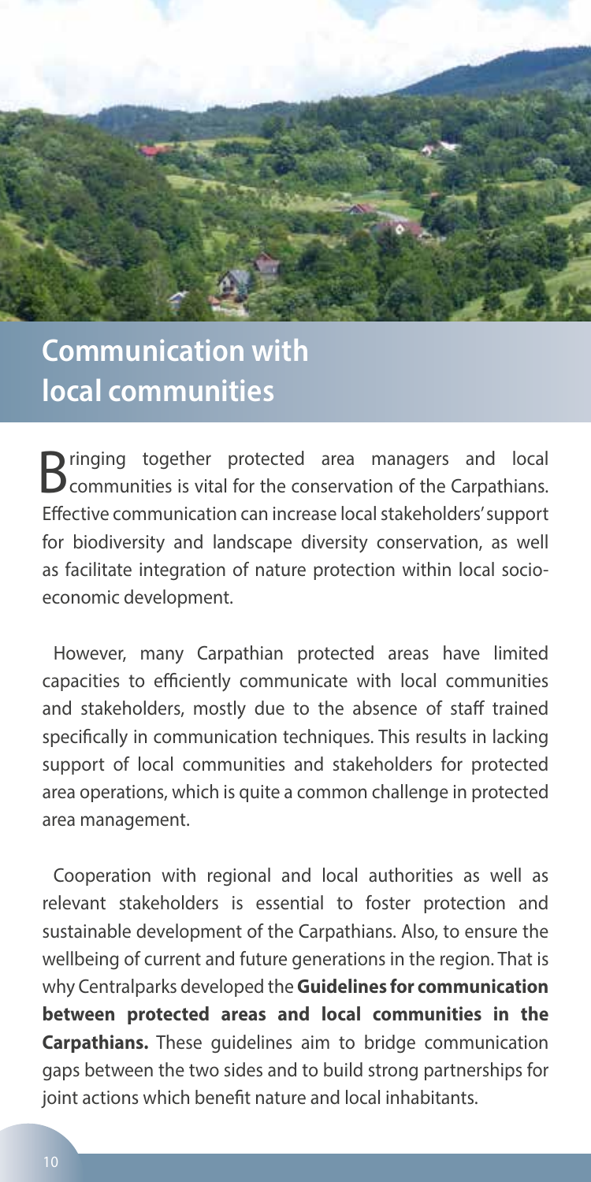## Communication with local communities

Bringing together protected area managers and local communities is vital for the conservation of the Carpathians. Effective communication can increase local stakeholders' support for biodiversity and landscape diversity conservation, as well as facilitate integration of nature protection within local socio-economic development.

However, many Carpathian protected areas have limited capacities to efficiently communicate with local communities and stakeholders, mostly due to the absence of staff trained specifically in communication techniques. This results in lacking support of local communities and stakeholders for protected area operations, which is quite a common challenge in protected area management.

Cooperation with regional and local authorities as well as relevant stakeholders is essential to foster protection and sustainable development of the Carpathians. Also, to ensure the wellbeing of current and future generations in the region. That is why Centralparks developed the **Guidelines for communication between protected areas and local communities in the Carpathians.** These guidelines aim to bridge communication gaps between the two sides and to build strong partnerships for joint actions which benefit nature and local inhabitants.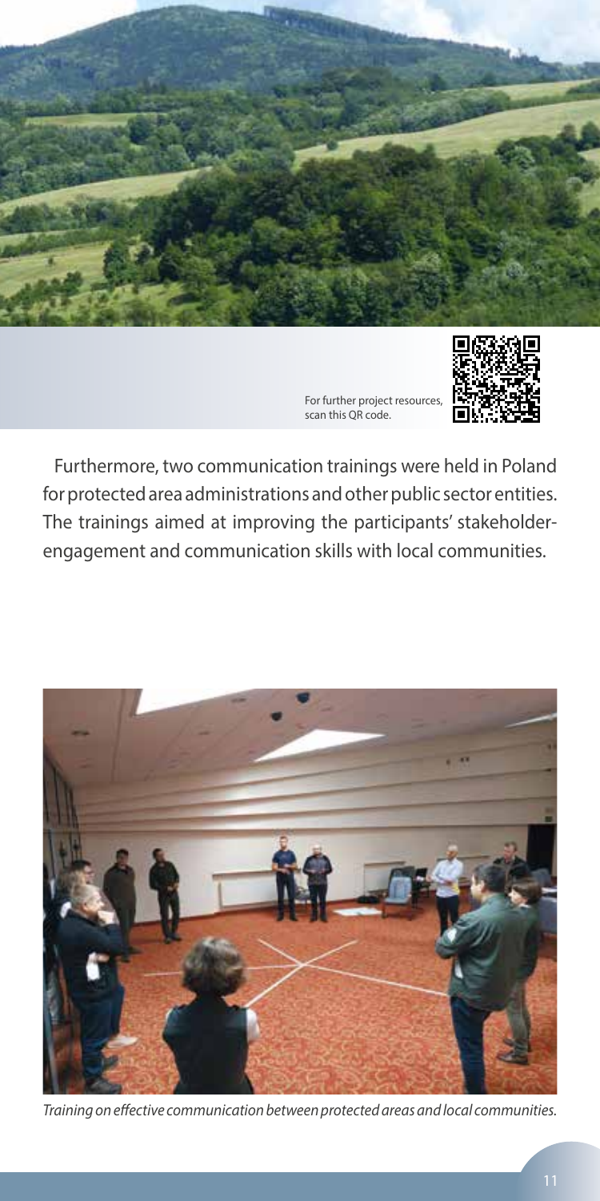For further project resources, scan this QR code.

Furthermore, two communication trainings were held in Poland for protected area administrations and other public sector entities. The trainings aimed at improving the participants' stakeholder-engagement and communication skills with local communities.

*Training on effective communication between protected areas and local communities.*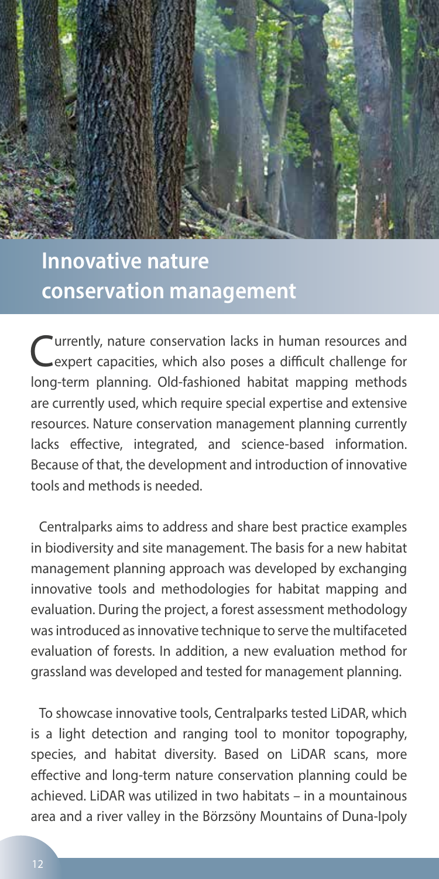## Innovative nature conservation management

Currently, nature conservation lacks in human resources and expert capacities, which also poses a difficult challenge for long-term planning. Old-fashioned habitat mapping methods are currently used, which require special expertise and extensive resources. Nature conservation management planning currently lacks effective, integrated, and science-based information. Because of that, the development and introduction of innovative tools and methods is needed.

Centralparks aims to address and share best practice examples in biodiversity and site management. The basis for a new habitat management planning approach was developed by exchanging innovative tools and methodologies for habitat mapping and evaluation. During the project, a forest assessment methodology was introduced as innovative technique to serve the multifaceted evaluation of forests. In addition, a new evaluation method for grassland was developed and tested for management planning.

To showcase innovative tools, Centralparks tested LiDAR, which is a light detection and ranging tool to monitor topography, species, and habitat diversity. Based on LiDAR scans, more effective and long-term nature conservation planning could be achieved. LiDAR was utilized in two habitats – in a mountainous area and a river valley in the Börzsöny Mountains of Duna-Ipoly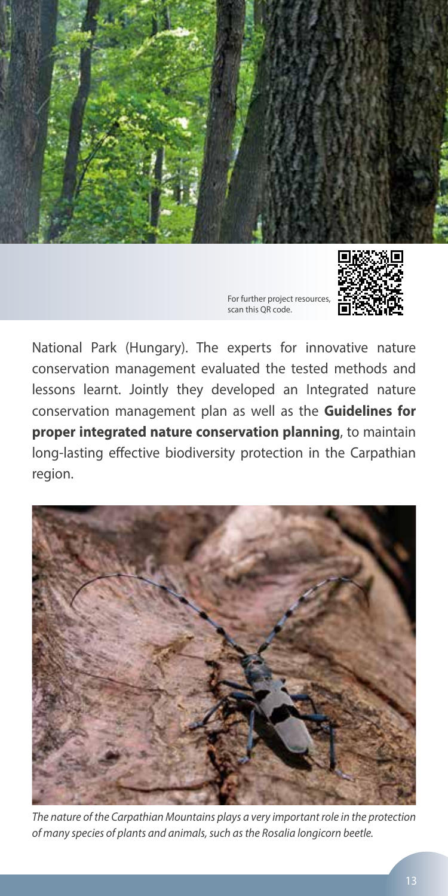For further project resources, scan this QR code.

National Park (Hungary). The experts for innovative nature conservation management evaluated the tested methods and lessons learnt. Jointly they developed an Integrated nature conservation management plan as well as the **Guidelines for proper integrated nature conservation planning**, to maintain long-lasting effective biodiversity protection in the Carpathian region.

*The nature of the Carpathian Mountains plays a very important role in the protection of many species of plants and animals, such as the Rosalia longicorn beetle.*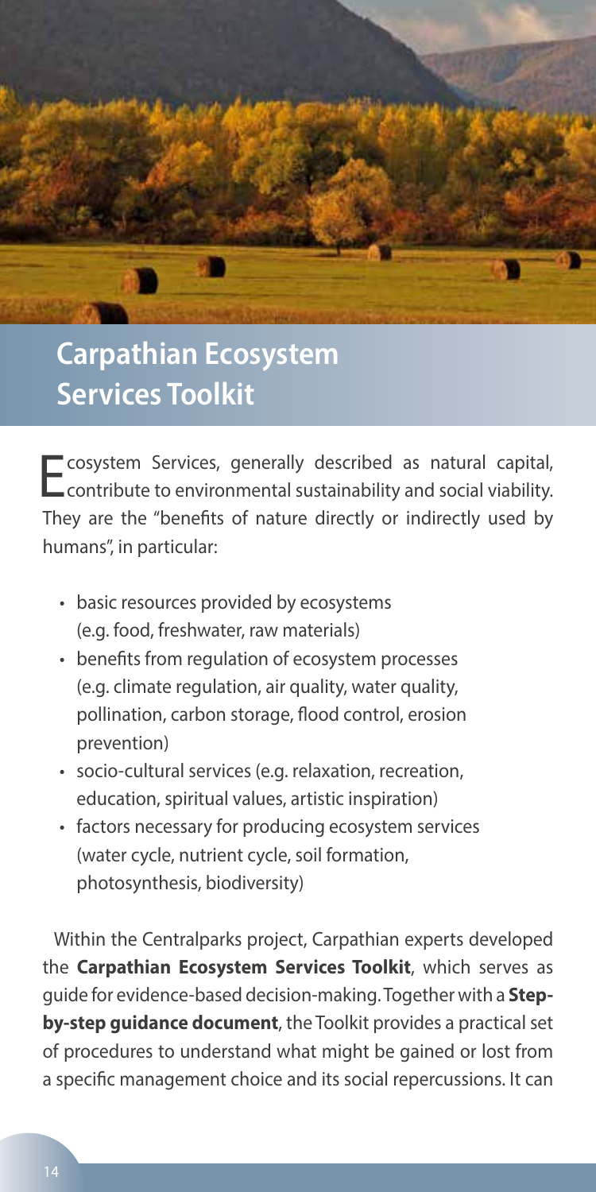## Carpathian Ecosystem Services Toolkit

Ecosystem Services, generally described as natural capital, contribute to environmental sustainability and social viability. They are the "benefits of nature directly or indirectly used by humans", in particular:

- basic resources provided by ecosystems (e.g. food, freshwater, raw materials)
- benefits from regulation of ecosystem processes (e.g. climate regulation, air quality, water quality, pollination, carbon storage, flood control, erosion prevention)
- socio-cultural services (e.g. relaxation, recreation, education, spiritual values, artistic inspiration)
- factors necessary for producing ecosystem services (water cycle, nutrient cycle, soil formation, photosynthesis, biodiversity)

Within the Centralparks project, Carpathian experts developed the **Carpathian Ecosystem Services Toolkit**, which serves as guide for evidence-based decision-making. Together with a **Step-by-step guidance document**, the Toolkit provides a practical set of procedures to understand what might be gained or lost from a specific management choice and its social repercussions. It can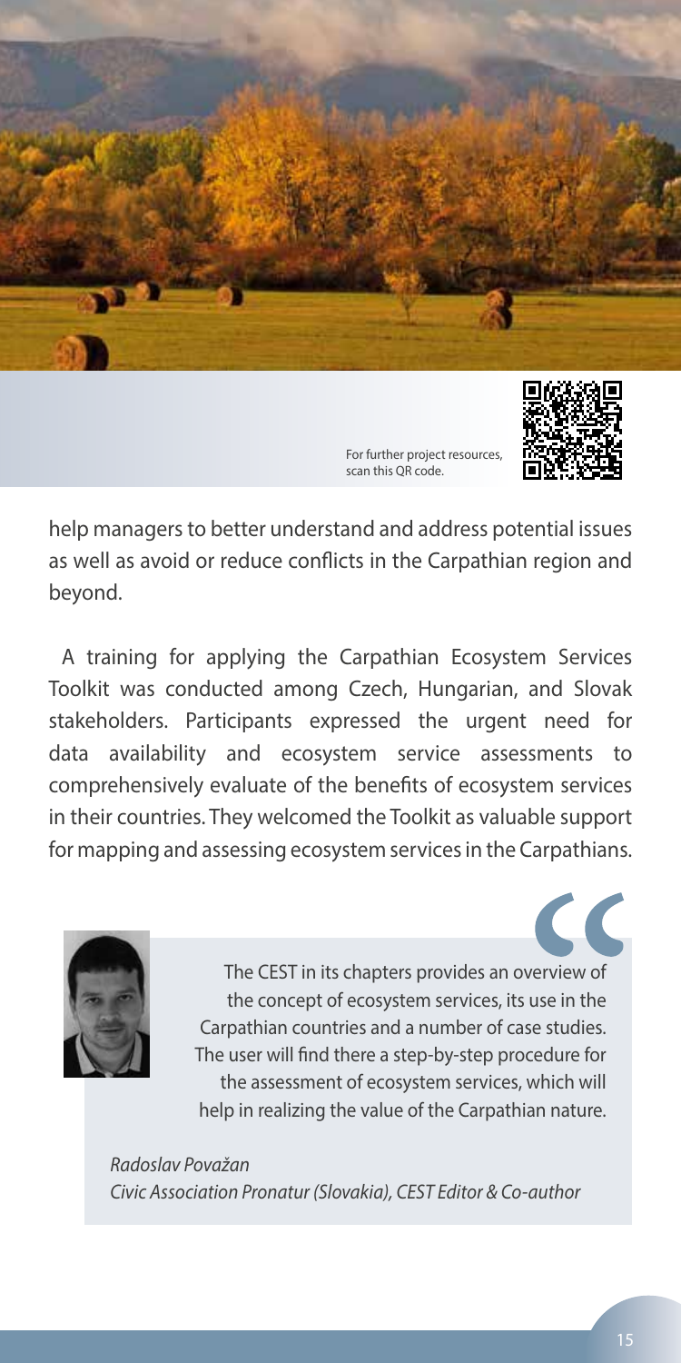For further project resources, scan this QR code.

help managers to better understand and address potential issues as well as avoid or reduce conflicts in the Carpathian region and beyond.

A training for applying the Carpathian Ecosystem Services Toolkit was conducted among Czech, Hungarian, and Slovak stakeholders. Participants expressed the urgent need for data availability and ecosystem service assessments to comprehensively evaluate of the benefits of ecosystem services in their countries. They welcomed the Toolkit as valuable support for mapping and assessing ecosystem services in the Carpathians.

> The CEST in its chapters provides an overview of the concept of ecosystem services, its use in the Carpathian countries and a number of case studies. The user will find there a step-by-step procedure for the assessment of ecosystem services, which will help in realizing the value of the Carpathian nature.
>
> *Radoslav Považan*
> *Civic Association Pronatur (Slovakia), CEST Editor & Co-author*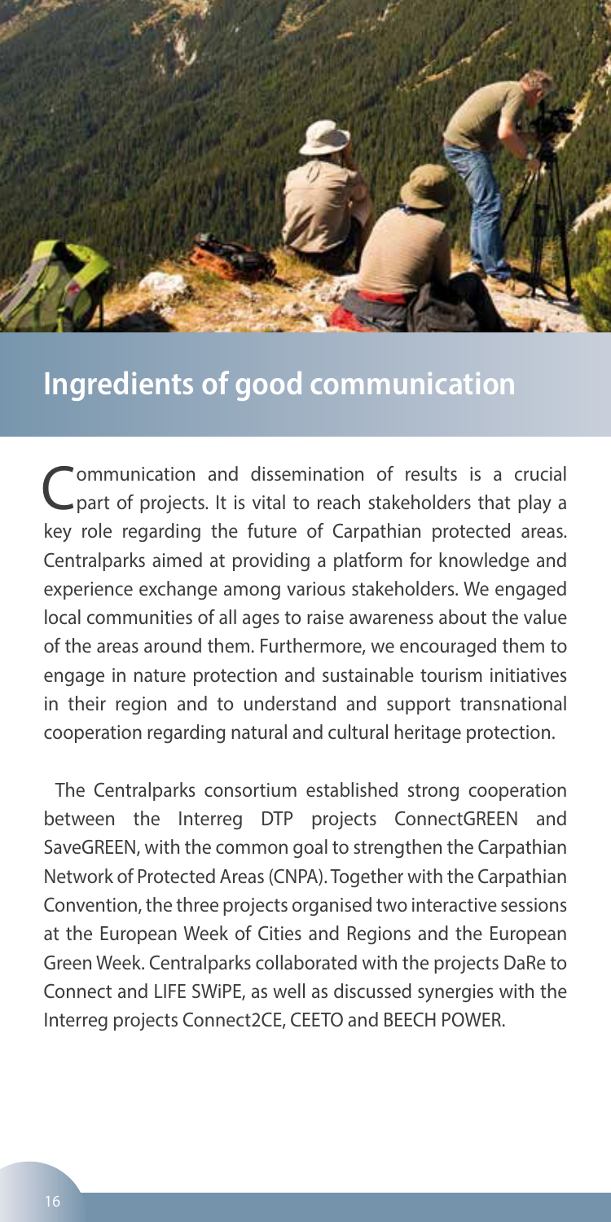## Ingredients of good communication

Communication and dissemination of results is a crucial part of projects. It is vital to reach stakeholders that play a key role regarding the future of Carpathian protected areas. Centralparks aimed at providing a platform for knowledge and experience exchange among various stakeholders. We engaged local communities of all ages to raise awareness about the value of the areas around them. Furthermore, we encouraged them to engage in nature protection and sustainable tourism initiatives in their region and to understand and support transnational cooperation regarding natural and cultural heritage protection.

The Centralparks consortium established strong cooperation between the Interreg DTP projects ConnectGREEN and SaveGREEN, with the common goal to strengthen the Carpathian Network of Protected Areas (CNPA). Together with the Carpathian Convention, the three projects organised two interactive sessions at the European Week of Cities and Regions and the European Green Week. Centralparks collaborated with the projects DaRe to Connect and LIFE SWiPE, as well as discussed synergies with the Interreg projects Connect2CE, CEETO and BEECH POWER.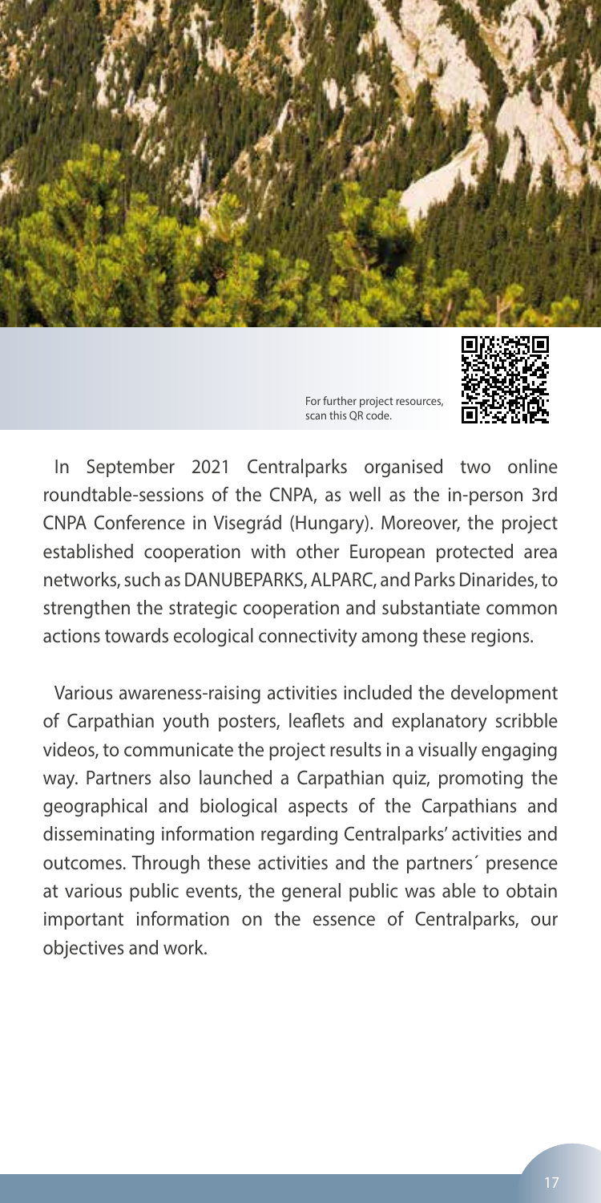For further project resources, scan this QR code.

In September 2021 Centralparks organised two online roundtable-sessions of the CNPA, as well as the in-person 3rd CNPA Conference in Visegrád (Hungary). Moreover, the project established cooperation with other European protected area networks, such as DANUBEPARKS, ALPARC, and Parks Dinarides, to strengthen the strategic cooperation and substantiate common actions towards ecological connectivity among these regions.

Various awareness-raising activities included the development of Carpathian youth posters, leaflets and explanatory scribble videos, to communicate the project results in a visually engaging way. Partners also launched a Carpathian quiz, promoting the geographical and biological aspects of the Carpathians and disseminating information regarding Centralparks' activities and outcomes. Through these activities and the partners´ presence at various public events, the general public was able to obtain important information on the essence of Centralparks, our objectives and work.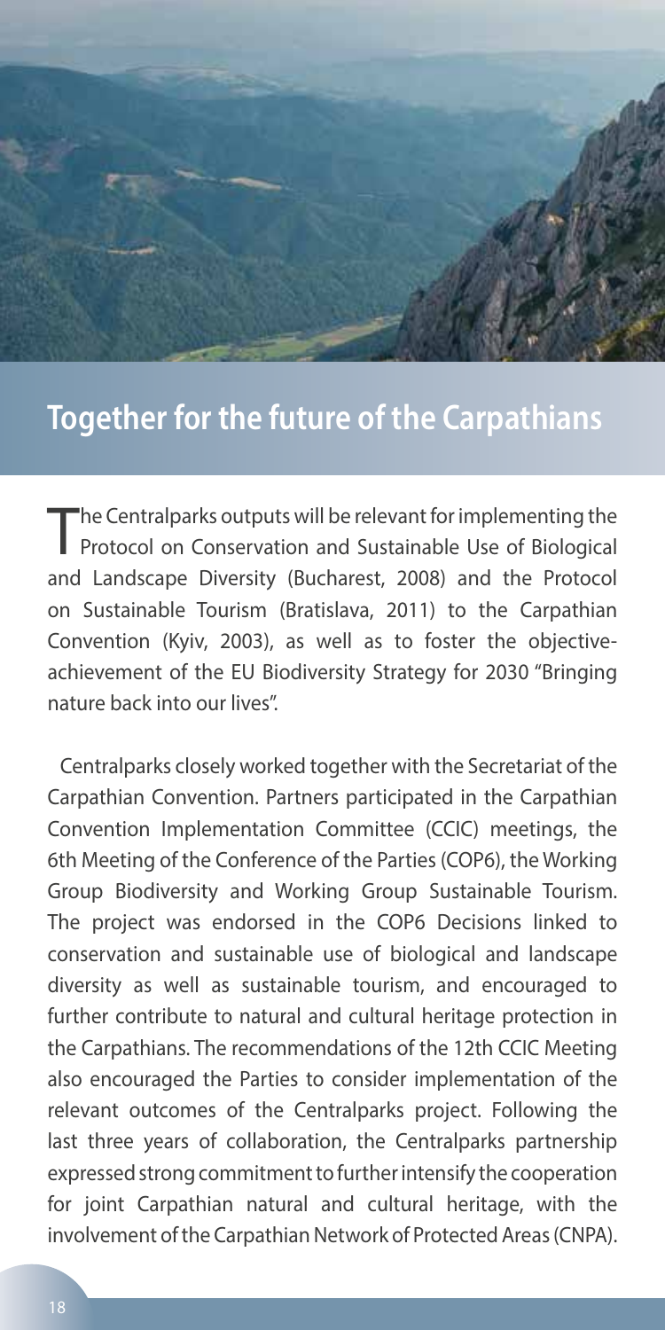## Together for the future of the Carpathians

The Centralparks outputs will be relevant for implementing the Protocol on Conservation and Sustainable Use of Biological and Landscape Diversity (Bucharest, 2008) and the Protocol on Sustainable Tourism (Bratislava, 2011) to the Carpathian Convention (Kyiv, 2003), as well as to foster the objective-achievement of the EU Biodiversity Strategy for 2030 "Bringing nature back into our lives".

Centralparks closely worked together with the Secretariat of the Carpathian Convention. Partners participated in the Carpathian Convention Implementation Committee (CCIC) meetings, the 6th Meeting of the Conference of the Parties (COP6), the Working Group Biodiversity and Working Group Sustainable Tourism. The project was endorsed in the COP6 Decisions linked to conservation and sustainable use of biological and landscape diversity as well as sustainable tourism, and encouraged to further contribute to natural and cultural heritage protection in the Carpathians. The recommendations of the 12th CCIC Meeting also encouraged the Parties to consider implementation of the relevant outcomes of the Centralparks project. Following the last three years of collaboration, the Centralparks partnership expressed strong commitment to further intensify the cooperation for joint Carpathian natural and cultural heritage, with the involvement of the Carpathian Network of Protected Areas (CNPA).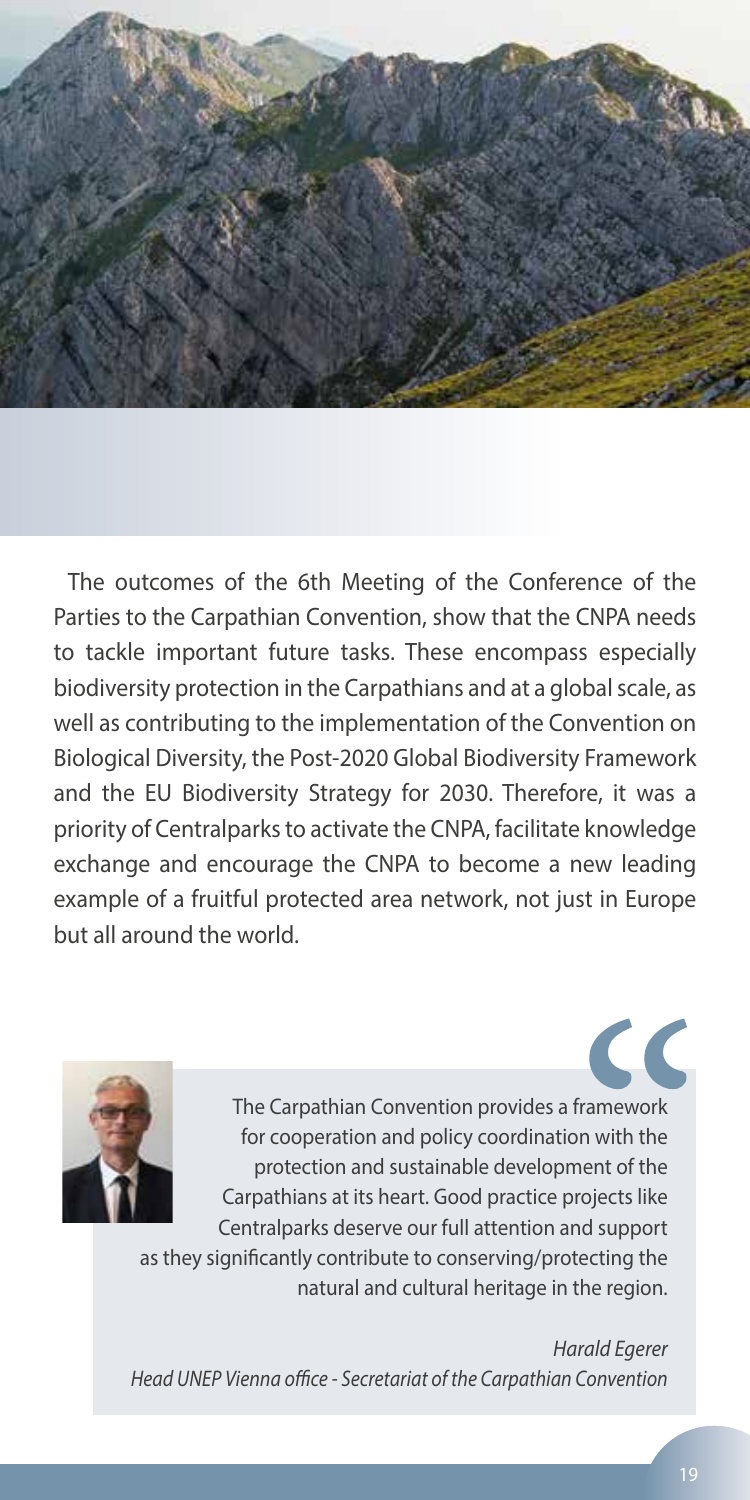The outcomes of the 6th Meeting of the Conference of the Parties to the Carpathian Convention, show that the CNPA needs to tackle important future tasks. These encompass especially biodiversity protection in the Carpathians and at a global scale, as well as contributing to the implementation of the Convention on Biological Diversity, the Post-2020 Global Biodiversity Framework and the EU Biodiversity Strategy for 2030. Therefore, it was a priority of Centralparks to activate the CNPA, facilitate knowledge exchange and encourage the CNPA to become a new leading example of a fruitful protected area network, not just in Europe but all around the world.

> The Carpathian Convention provides a framework for cooperation and policy coordination with the protection and sustainable development of the Carpathians at its heart. Good practice projects like Centralparks deserve our full attention and support as they significantly contribute to conserving/protecting the natural and cultural heritage in the region.
>
> *Harald Egerer*
> *Head UNEP Vienna office - Secretariat of the Carpathian Convention*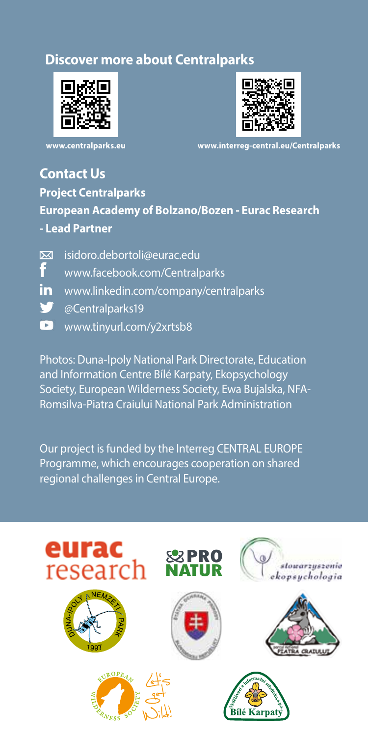## Discover more about Centralparks

www.centralparks.eu

www.interreg-central.eu/Centralparks

## Contact Us

**Project Centralparks**

**European Academy of Bolzano/Bozen - Eurac Research - Lead Partner**

- isidoro.debortoli@eurac.edu
- www.facebook.com/Centralparks
- www.linkedin.com/company/centralparks
- @Centralparks19
- www.tinyurl.com/y2xrtsb8

Photos: Duna-Ipoly National Park Directorate, Education and Information Centre Bílé Karpaty, Ekopsychology Society, European Wilderness Society, Ewa Bujalska, NFA-Romsilva-Piatra Craiului National Park Administration

Our project is funded by the Interreg CENTRAL EUROPE Programme, which encourages cooperation on shared regional challenges in Central Europe.